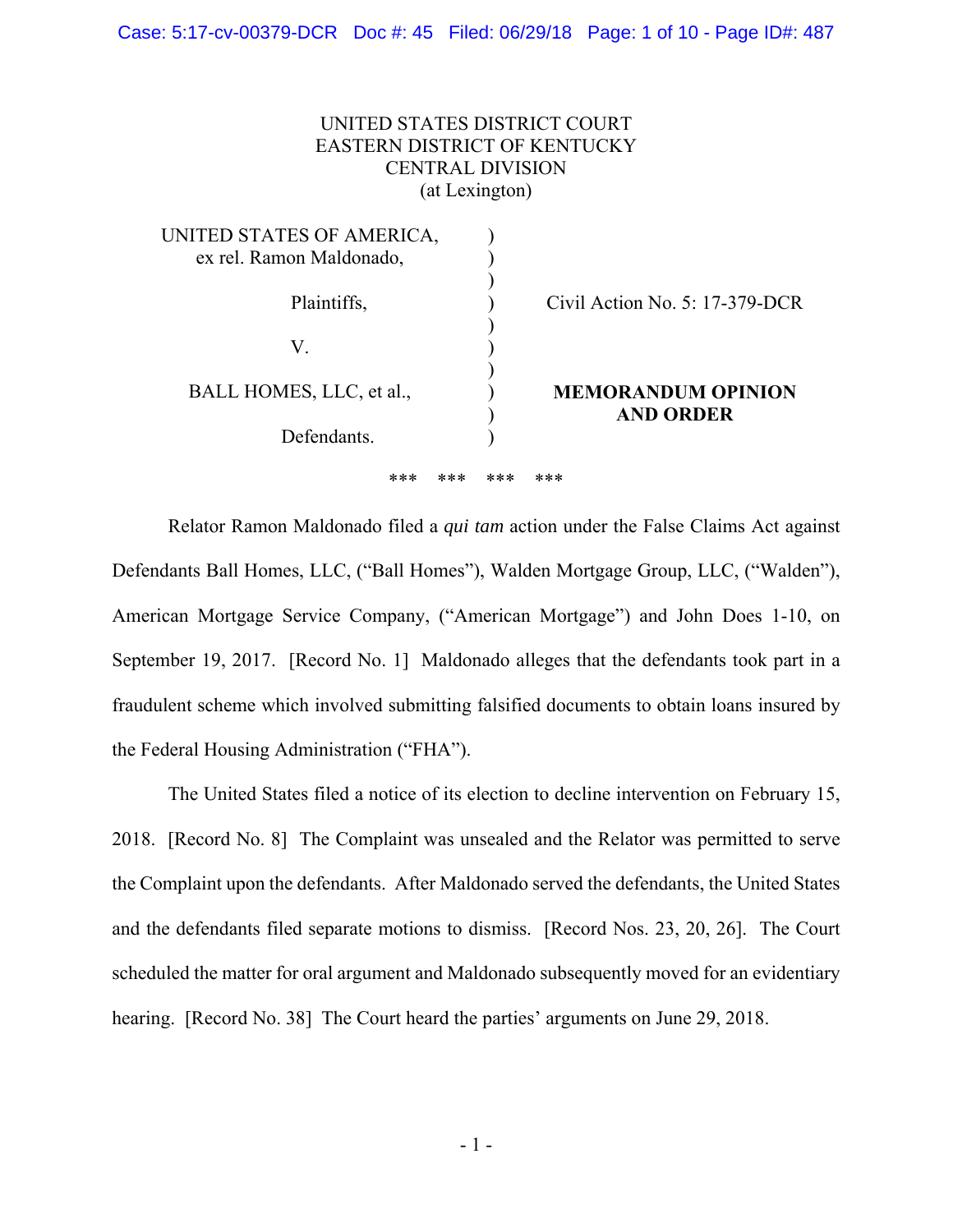UNITED STATES DISTRICT COURT
EASTERN DISTRICT OF KENTUCKY
CENTRAL DIVISION
(at Lexington)

| | | |
|---|---|---|
| UNITED STATES OF AMERICA, ex rel. Ramon Maldonado, | ) | |
| Plaintiffs, | ) | Civil Action No. 5: 17-379-DCR |
| V. | ) | |
| BALL HOMES, LLC, et al., | ) | **MEMORANDUM OPINION AND ORDER** |
| Defendants. | ) | |

*** *** *** ***

Relator Ramon Maldonado filed a *qui tam* action under the False Claims Act against Defendants Ball Homes, LLC, ("Ball Homes"), Walden Mortgage Group, LLC, ("Walden"), American Mortgage Service Company, ("American Mortgage") and John Does 1-10, on September 19, 2017. [Record No. 1] Maldonado alleges that the defendants took part in a fraudulent scheme which involved submitting falsified documents to obtain loans insured by the Federal Housing Administration ("FHA").

The United States filed a notice of its election to decline intervention on February 15, 2018. [Record No. 8] The Complaint was unsealed and the Relator was permitted to serve the Complaint upon the defendants. After Maldonado served the defendants, the United States and the defendants filed separate motions to dismiss. [Record Nos. 23, 20, 26]. The Court scheduled the matter for oral argument and Maldonado subsequently moved for an evidentiary hearing. [Record No. 38] The Court heard the parties' arguments on June 29, 2018.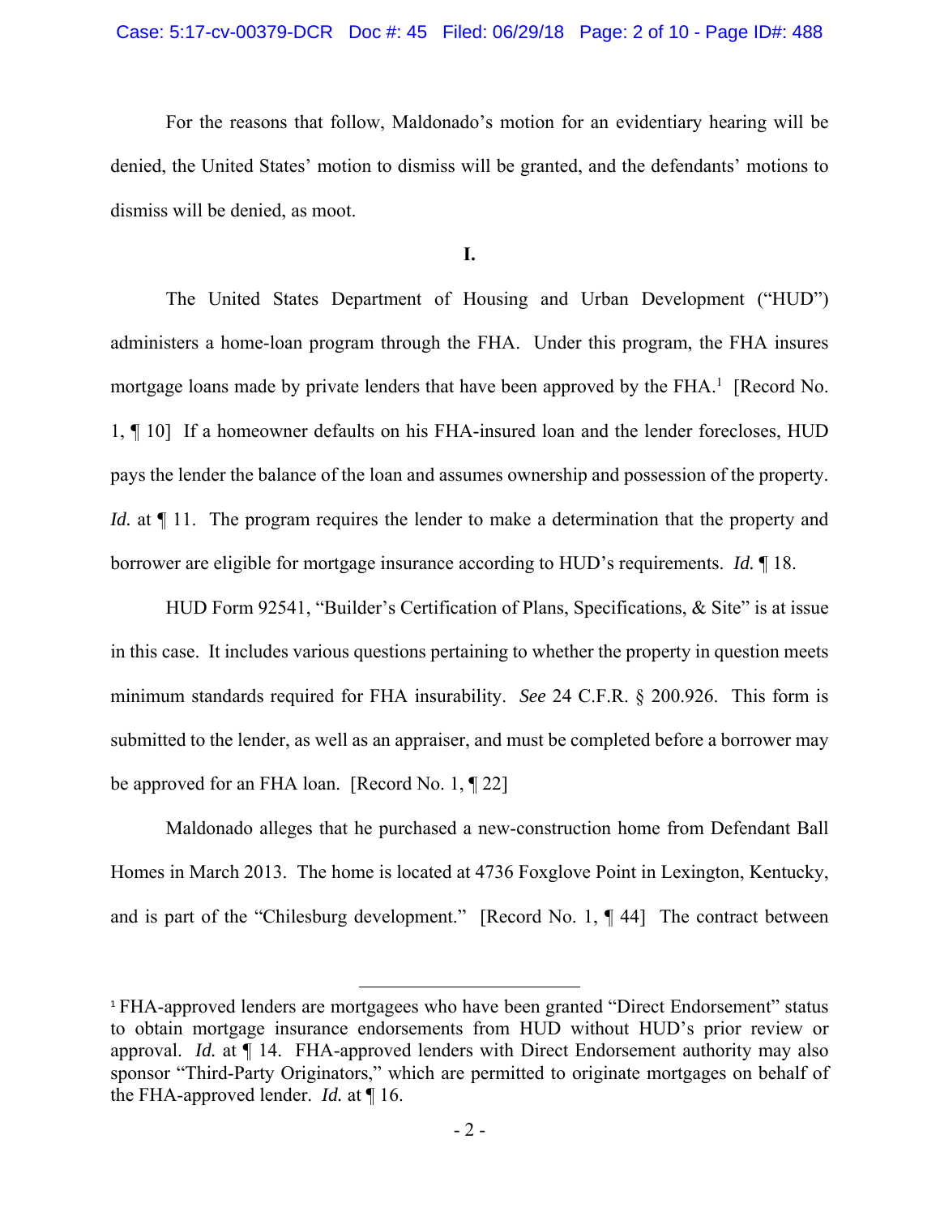For the reasons that follow, Maldonado's motion for an evidentiary hearing will be denied, the United States' motion to dismiss will be granted, and the defendants' motions to dismiss will be denied, as moot.

**I.**

The United States Department of Housing and Urban Development ("HUD") administers a home-loan program through the FHA. Under this program, the FHA insures mortgage loans made by private lenders that have been approved by the FHA.[1] [Record No. 1, ¶ 10] If a homeowner defaults on his FHA-insured loan and the lender forecloses, HUD pays the lender the balance of the loan and assumes ownership and possession of the property. *Id.* at ¶ 11. The program requires the lender to make a determination that the property and borrower are eligible for mortgage insurance according to HUD's requirements. *Id.* ¶ 18.

HUD Form 92541, "Builder's Certification of Plans, Specifications, & Site" is at issue in this case. It includes various questions pertaining to whether the property in question meets minimum standards required for FHA insurability. *See* 24 C.F.R. § 200.926. This form is submitted to the lender, as well as an appraiser, and must be completed before a borrower may be approved for an FHA loan. [Record No. 1, ¶ 22]

Maldonado alleges that he purchased a new-construction home from Defendant Ball Homes in March 2013. The home is located at 4736 Foxglove Point in Lexington, Kentucky, and is part of the "Chilesburg development." [Record No. 1, ¶ 44] The contract between

---

[1] FHA-approved lenders are mortgagees who have been granted "Direct Endorsement" status to obtain mortgage insurance endorsements from HUD without HUD's prior review or approval. *Id.* at ¶ 14. FHA-approved lenders with Direct Endorsement authority may also sponsor "Third-Party Originators," which are permitted to originate mortgages on behalf of the FHA-approved lender. *Id.* at ¶ 16.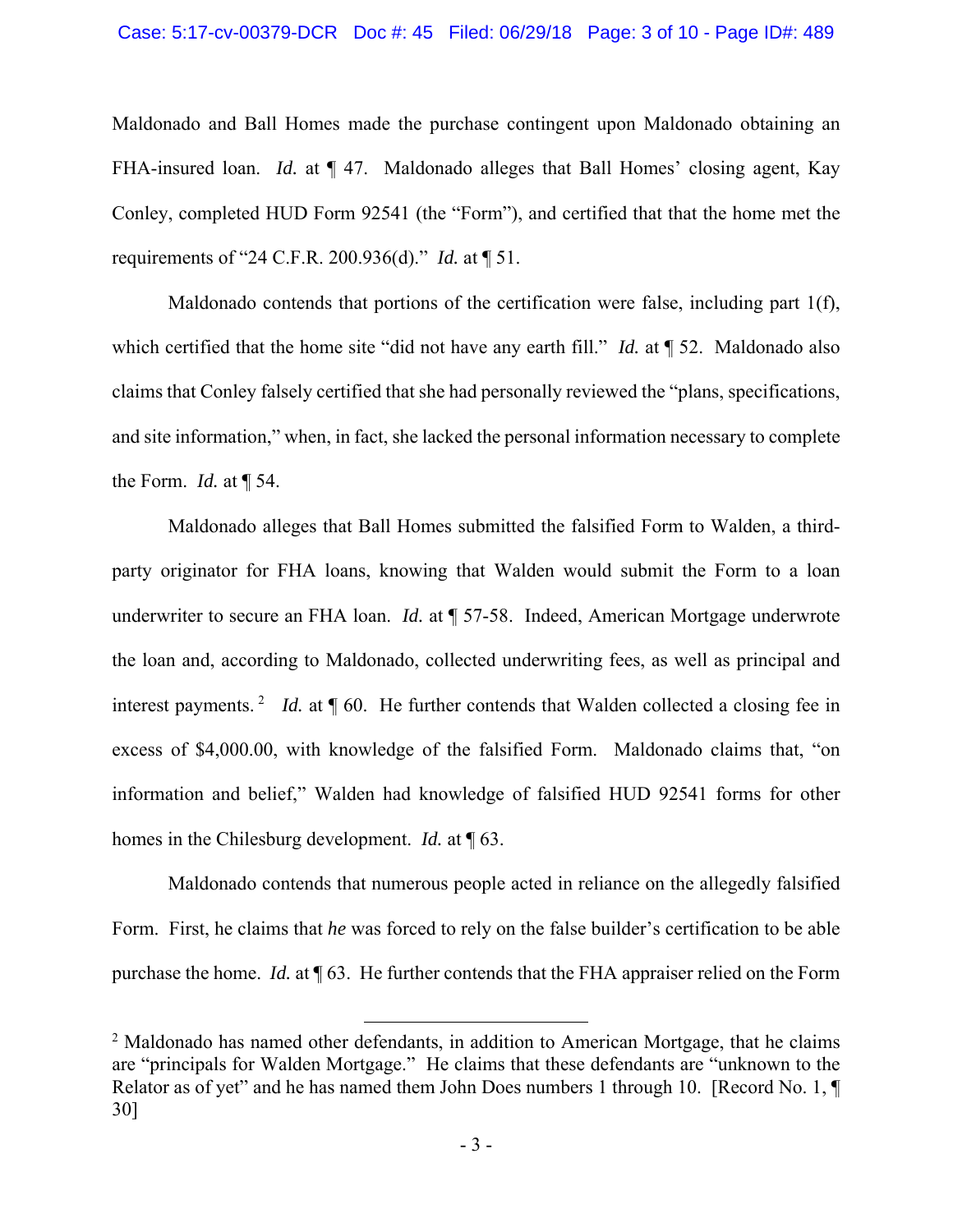Maldonado and Ball Homes made the purchase contingent upon Maldonado obtaining an FHA-insured loan. *Id.* at ¶ 47. Maldonado alleges that Ball Homes' closing agent, Kay Conley, completed HUD Form 92541 (the "Form"), and certified that that the home met the requirements of "24 C.F.R. 200.936(d)." *Id.* at ¶ 51.

Maldonado contends that portions of the certification were false, including part 1(f), which certified that the home site "did not have any earth fill." *Id.* at ¶ 52. Maldonado also claims that Conley falsely certified that she had personally reviewed the "plans, specifications, and site information," when, in fact, she lacked the personal information necessary to complete the Form. *Id.* at ¶ 54.

Maldonado alleges that Ball Homes submitted the falsified Form to Walden, a third-party originator for FHA loans, knowing that Walden would submit the Form to a loan underwriter to secure an FHA loan. *Id.* at ¶ 57-58. Indeed, American Mortgage underwrote the loan and, according to Maldonado, collected underwriting fees, as well as principal and interest payments.[2] *Id.* at ¶ 60. He further contends that Walden collected a closing fee in excess of $4,000.00, with knowledge of the falsified Form. Maldonado claims that, "on information and belief," Walden had knowledge of falsified HUD 92541 forms for other homes in the Chilesburg development. *Id.* at ¶ 63.

Maldonado contends that numerous people acted in reliance on the allegedly falsified Form. First, he claims that *he* was forced to rely on the false builder's certification to be able purchase the home. *Id.* at ¶ 63. He further contends that the FHA appraiser relied on the Form

[2] Maldonado has named other defendants, in addition to American Mortgage, that he claims are "principals for Walden Mortgage." He claims that these defendants are "unknown to the Relator as of yet" and he has named them John Does numbers 1 through 10. [Record No. 1, ¶ 30]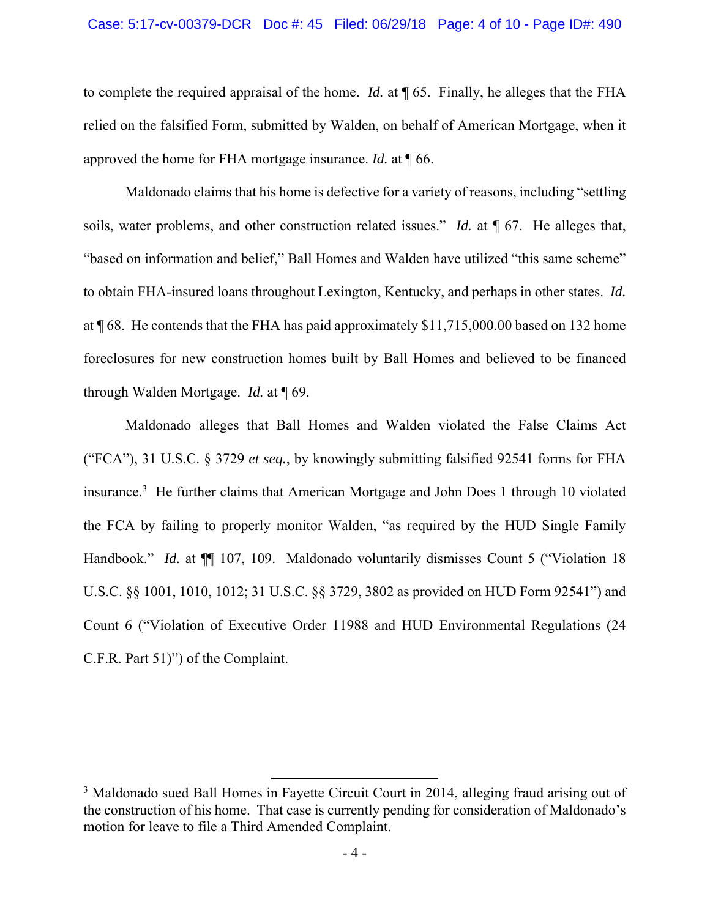to complete the required appraisal of the home. *Id.* at ¶ 65. Finally, he alleges that the FHA relied on the falsified Form, submitted by Walden, on behalf of American Mortgage, when it approved the home for FHA mortgage insurance. *Id.* at ¶ 66.

Maldonado claims that his home is defective for a variety of reasons, including "settling soils, water problems, and other construction related issues." *Id.* at ¶ 67. He alleges that, "based on information and belief," Ball Homes and Walden have utilized "this same scheme" to obtain FHA-insured loans throughout Lexington, Kentucky, and perhaps in other states. *Id.* at ¶ 68. He contends that the FHA has paid approximately $11,715,000.00 based on 132 home foreclosures for new construction homes built by Ball Homes and believed to be financed through Walden Mortgage. *Id.* at ¶ 69.

Maldonado alleges that Ball Homes and Walden violated the False Claims Act ("FCA"), 31 U.S.C. § 3729 *et seq.*, by knowingly submitting falsified 92541 forms for FHA insurance.[3] He further claims that American Mortgage and John Does 1 through 10 violated the FCA by failing to properly monitor Walden, "as required by the HUD Single Family Handbook." *Id.* at ¶¶ 107, 109. Maldonado voluntarily dismisses Count 5 ("Violation 18 U.S.C. §§ 1001, 1010, 1012; 31 U.S.C. §§ 3729, 3802 as provided on HUD Form 92541") and Count 6 ("Violation of Executive Order 11988 and HUD Environmental Regulations (24 C.F.R. Part 51)") of the Complaint.

---

[3] Maldonado sued Ball Homes in Fayette Circuit Court in 2014, alleging fraud arising out of the construction of his home. That case is currently pending for consideration of Maldonado's motion for leave to file a Third Amended Complaint.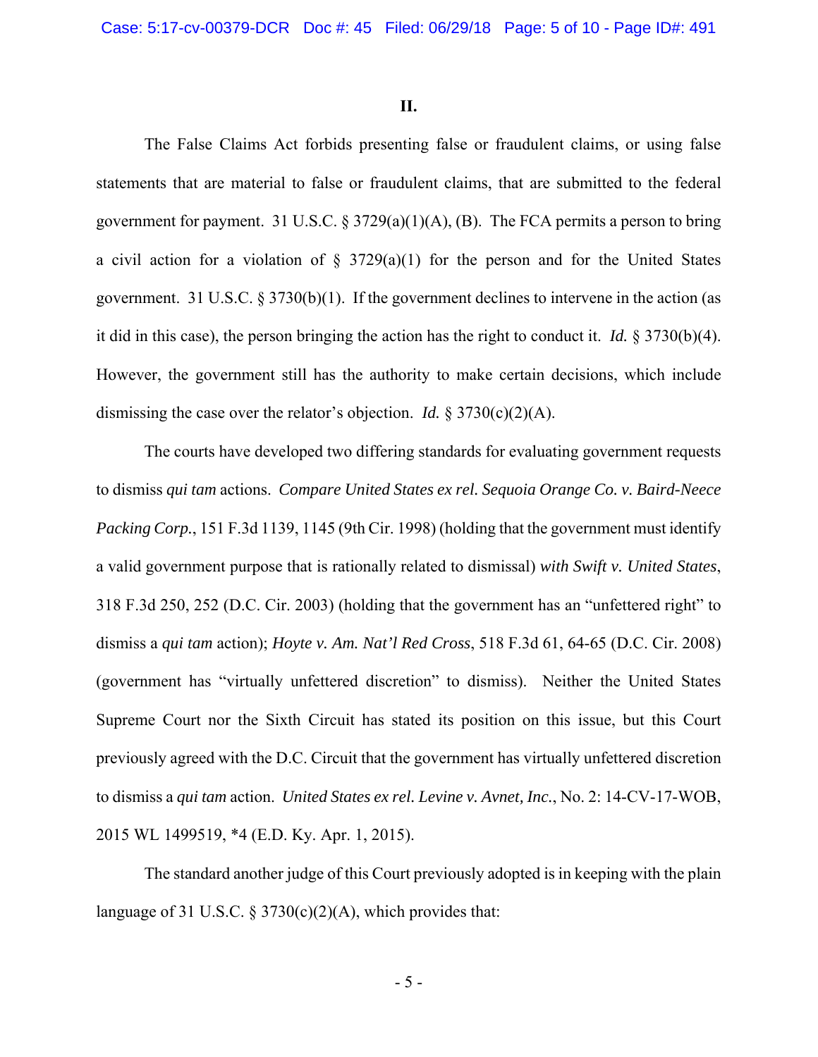**II.**

The False Claims Act forbids presenting false or fraudulent claims, or using false statements that are material to false or fraudulent claims, that are submitted to the federal government for payment. 31 U.S.C. § 3729(a)(1)(A), (B). The FCA permits a person to bring a civil action for a violation of § 3729(a)(1) for the person and for the United States government. 31 U.S.C. § 3730(b)(1). If the government declines to intervene in the action (as it did in this case), the person bringing the action has the right to conduct it. *Id.* § 3730(b)(4). However, the government still has the authority to make certain decisions, which include dismissing the case over the relator's objection. *Id.* § 3730(c)(2)(A).

The courts have developed two differing standards for evaluating government requests to dismiss *qui tam* actions. *Compare United States ex rel. Sequoia Orange Co. v. Baird-Neece Packing Corp.*, 151 F.3d 1139, 1145 (9th Cir. 1998) (holding that the government must identify a valid government purpose that is rationally related to dismissal) *with Swift v. United States*, 318 F.3d 250, 252 (D.C. Cir. 2003) (holding that the government has an "unfettered right" to dismiss a *qui tam* action); *Hoyte v. Am. Nat'l Red Cross*, 518 F.3d 61, 64-65 (D.C. Cir. 2008) (government has "virtually unfettered discretion" to dismiss). Neither the United States Supreme Court nor the Sixth Circuit has stated its position on this issue, but this Court previously agreed with the D.C. Circuit that the government has virtually unfettered discretion to dismiss a *qui tam* action. *United States ex rel. Levine v. Avnet, Inc.*, No. 2: 14-CV-17-WOB, 2015 WL 1499519, *4 (E.D. Ky. Apr. 1, 2015).

The standard another judge of this Court previously adopted is in keeping with the plain language of 31 U.S.C. § 3730(c)(2)(A), which provides that: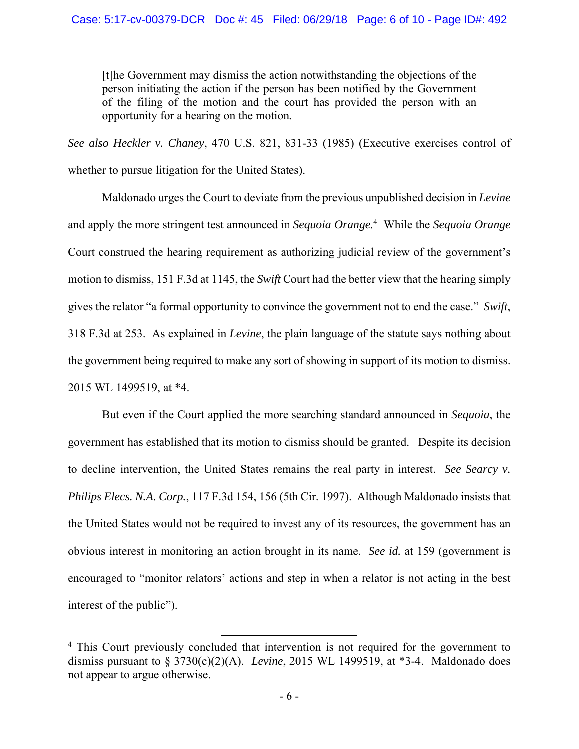> [t]he Government may dismiss the action notwithstanding the objections of the person initiating the action if the person has been notified by the Government of the filing of the motion and the court has provided the person with an opportunity for a hearing on the motion.

*See also Heckler v. Chaney*, 470 U.S. 821, 831-33 (1985) (Executive exercises control of whether to pursue litigation for the United States).

Maldonado urges the Court to deviate from the previous unpublished decision in *Levine* and apply the more stringent test announced in *Sequoia Orange.*[4] While the *Sequoia Orange* Court construed the hearing requirement as authorizing judicial review of the government's motion to dismiss, 151 F.3d at 1145, the *Swift* Court had the better view that the hearing simply gives the relator "a formal opportunity to convince the government not to end the case." *Swift*, 318 F.3d at 253. As explained in *Levine*, the plain language of the statute says nothing about the government being required to make any sort of showing in support of its motion to dismiss. 2015 WL 1499519, at *4.

But even if the Court applied the more searching standard announced in *Sequoia*, the government has established that its motion to dismiss should be granted. Despite its decision to decline intervention, the United States remains the real party in interest. *See Searcy v. Philips Elecs. N.A. Corp.*, 117 F.3d 154, 156 (5th Cir. 1997). Although Maldonado insists that the United States would not be required to invest any of its resources, the government has an obvious interest in monitoring an action brought in its name. *See id.* at 159 (government is encouraged to "monitor relators' actions and step in when a relator is not acting in the best interest of the public").

---

[4] This Court previously concluded that intervention is not required for the government to dismiss pursuant to § 3730(c)(2)(A). *Levine*, 2015 WL 1499519, at *3-4. Maldonado does not appear to argue otherwise.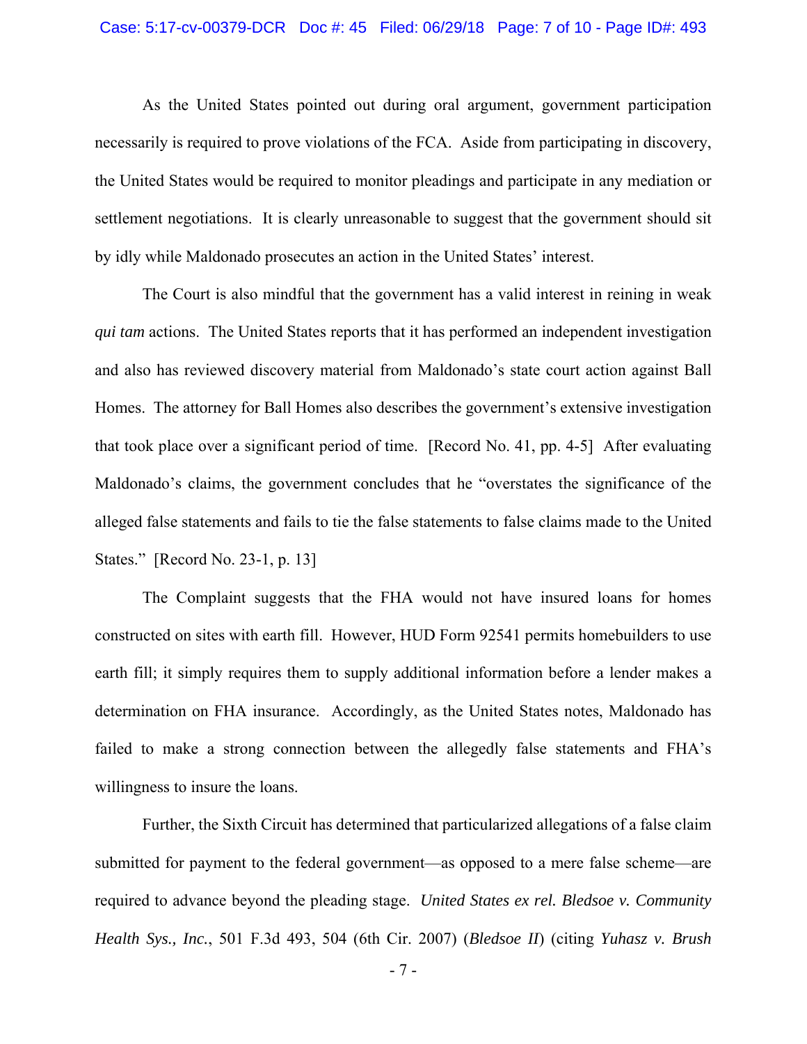As the United States pointed out during oral argument, government participation necessarily is required to prove violations of the FCA. Aside from participating in discovery, the United States would be required to monitor pleadings and participate in any mediation or settlement negotiations. It is clearly unreasonable to suggest that the government should sit by idly while Maldonado prosecutes an action in the United States' interest.

The Court is also mindful that the government has a valid interest in reining in weak *qui tam* actions. The United States reports that it has performed an independent investigation and also has reviewed discovery material from Maldonado's state court action against Ball Homes. The attorney for Ball Homes also describes the government's extensive investigation that took place over a significant period of time. [Record No. 41, pp. 4-5] After evaluating Maldonado's claims, the government concludes that he "overstates the significance of the alleged false statements and fails to tie the false statements to false claims made to the United States." [Record No. 23-1, p. 13]

The Complaint suggests that the FHA would not have insured loans for homes constructed on sites with earth fill. However, HUD Form 92541 permits homebuilders to use earth fill; it simply requires them to supply additional information before a lender makes a determination on FHA insurance. Accordingly, as the United States notes, Maldonado has failed to make a strong connection between the allegedly false statements and FHA's willingness to insure the loans.

Further, the Sixth Circuit has determined that particularized allegations of a false claim submitted for payment to the federal government—as opposed to a mere false scheme—are required to advance beyond the pleading stage. *United States ex rel. Bledsoe v. Community Health Sys., Inc.*, 501 F.3d 493, 504 (6th Cir. 2007) (*Bledsoe II*) (citing *Yuhasz v. Brush*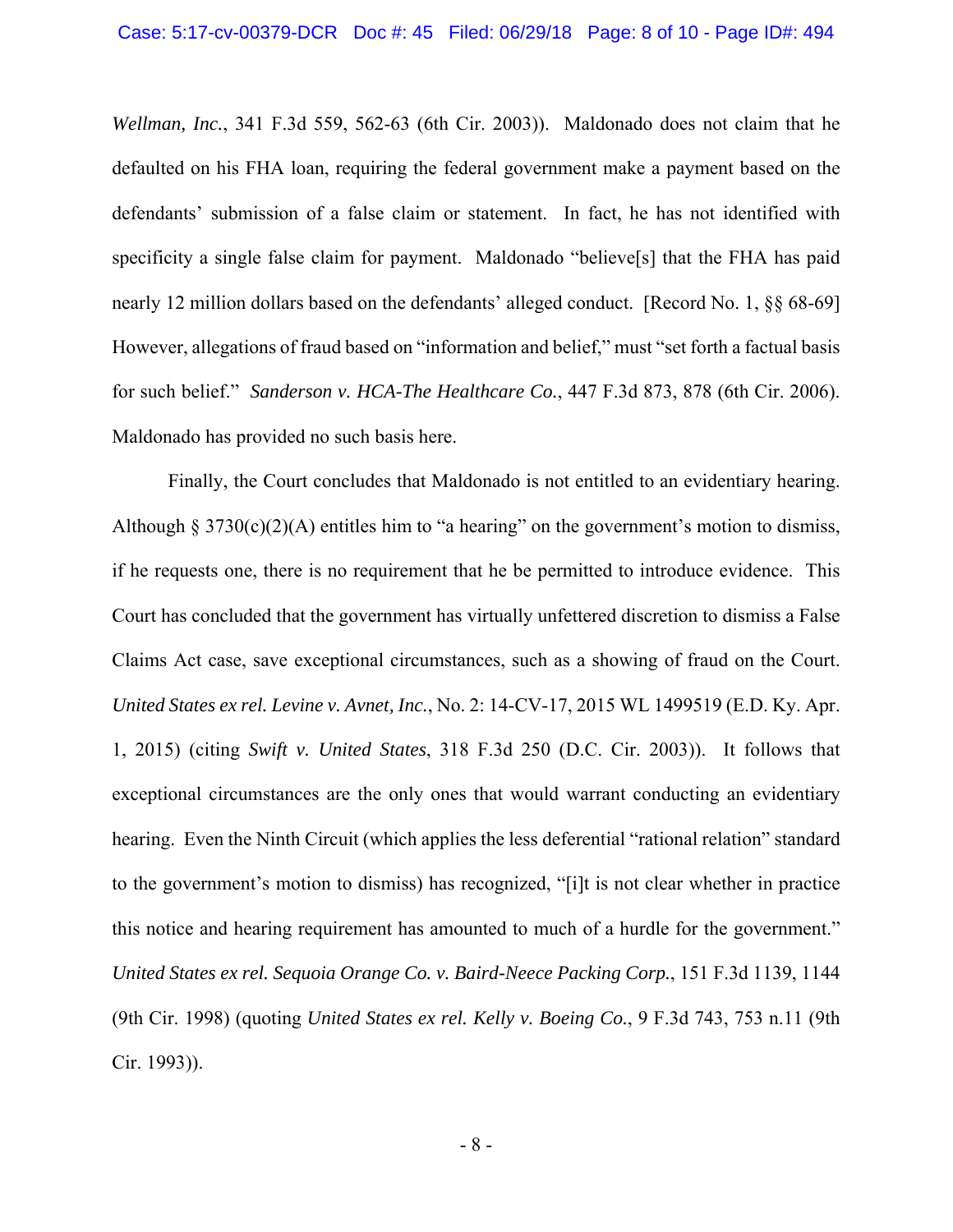*Wellman, Inc.*, 341 F.3d 559, 562-63 (6th Cir. 2003)). Maldonado does not claim that he defaulted on his FHA loan, requiring the federal government make a payment based on the defendants' submission of a false claim or statement. In fact, he has not identified with specificity a single false claim for payment. Maldonado "believe[s] that the FHA has paid nearly 12 million dollars based on the defendants' alleged conduct. [Record No. 1, §§ 68-69] However, allegations of fraud based on "information and belief," must "set forth a factual basis for such belief." *Sanderson v. HCA-The Healthcare Co.*, 447 F.3d 873, 878 (6th Cir. 2006). Maldonado has provided no such basis here.

Finally, the Court concludes that Maldonado is not entitled to an evidentiary hearing. Although § 3730(c)(2)(A) entitles him to "a hearing" on the government's motion to dismiss, if he requests one, there is no requirement that he be permitted to introduce evidence. This Court has concluded that the government has virtually unfettered discretion to dismiss a False Claims Act case, save exceptional circumstances, such as a showing of fraud on the Court. *United States ex rel. Levine v. Avnet, Inc.*, No. 2: 14-CV-17, 2015 WL 1499519 (E.D. Ky. Apr. 1, 2015) (citing *Swift v. United States*, 318 F.3d 250 (D.C. Cir. 2003)). It follows that exceptional circumstances are the only ones that would warrant conducting an evidentiary hearing. Even the Ninth Circuit (which applies the less deferential "rational relation" standard to the government's motion to dismiss) has recognized, "[i]t is not clear whether in practice this notice and hearing requirement has amounted to much of a hurdle for the government." *United States ex rel. Sequoia Orange Co. v. Baird-Neece Packing Corp.*, 151 F.3d 1139, 1144 (9th Cir. 1998) (quoting *United States ex rel. Kelly v. Boeing Co.*, 9 F.3d 743, 753 n.11 (9th Cir. 1993)).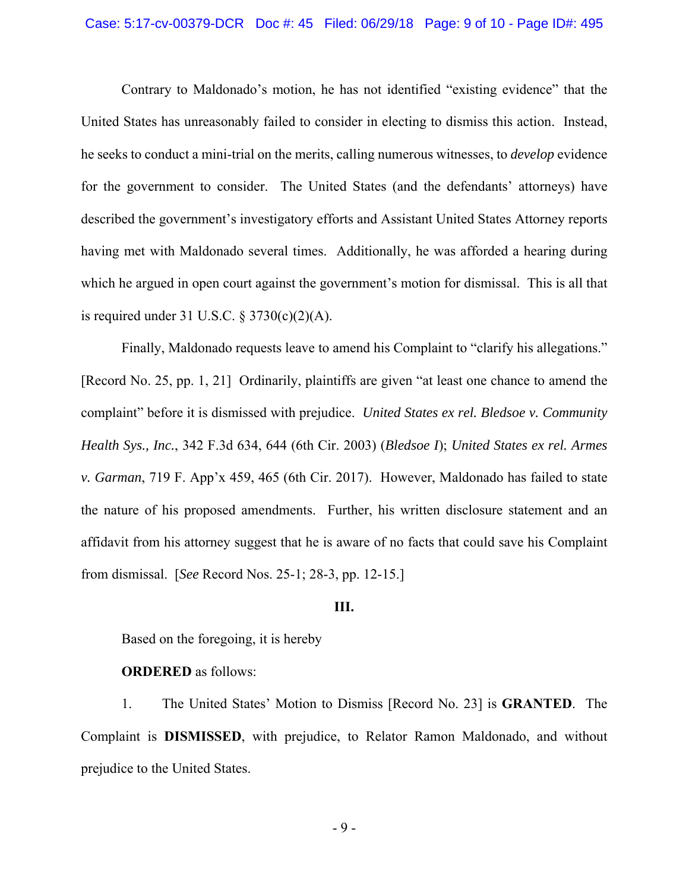Contrary to Maldonado's motion, he has not identified "existing evidence" that the United States has unreasonably failed to consider in electing to dismiss this action. Instead, he seeks to conduct a mini-trial on the merits, calling numerous witnesses, to *develop* evidence for the government to consider. The United States (and the defendants' attorneys) have described the government's investigatory efforts and Assistant United States Attorney reports having met with Maldonado several times. Additionally, he was afforded a hearing during which he argued in open court against the government's motion for dismissal. This is all that is required under 31 U.S.C. § 3730(c)(2)(A).

Finally, Maldonado requests leave to amend his Complaint to "clarify his allegations." [Record No. 25, pp. 1, 21] Ordinarily, plaintiffs are given "at least one chance to amend the complaint" before it is dismissed with prejudice. *United States ex rel. Bledsoe v. Community Health Sys., Inc.*, 342 F.3d 634, 644 (6th Cir. 2003) (*Bledsoe I*); *United States ex rel. Armes v. Garman*, 719 F. App'x 459, 465 (6th Cir. 2017). However, Maldonado has failed to state the nature of his proposed amendments. Further, his written disclosure statement and an affidavit from his attorney suggest that he is aware of no facts that could save his Complaint from dismissal. [*See* Record Nos. 25-1; 28-3, pp. 12-15.]

**III.**

Based on the foregoing, it is hereby

**ORDERED** as follows:

1. The United States' Motion to Dismiss [Record No. 23] is **GRANTED**. The Complaint is **DISMISSED**, with prejudice, to Relator Ramon Maldonado, and without prejudice to the United States.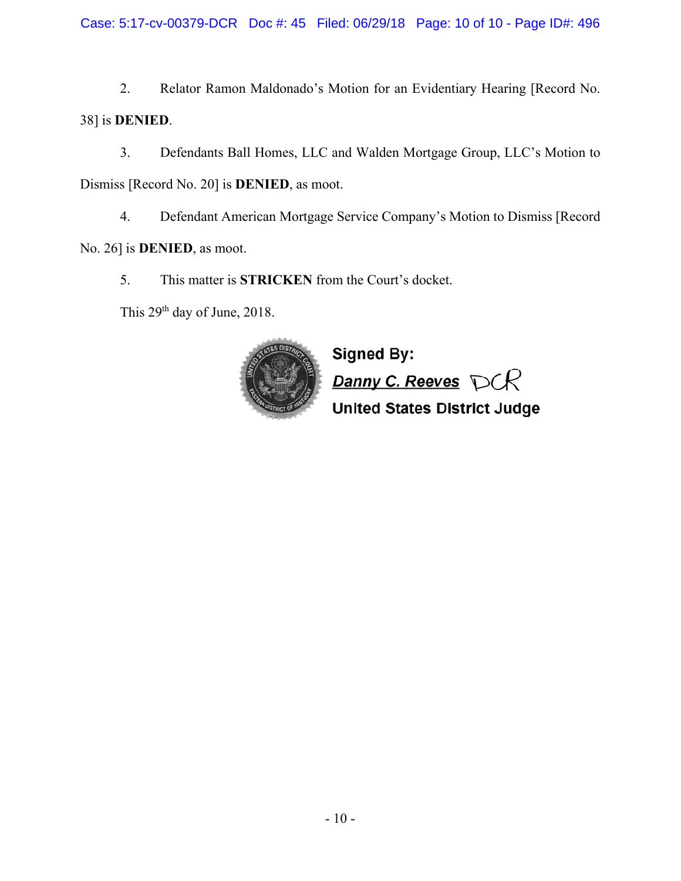2. Relator Ramon Maldonado's Motion for an Evidentiary Hearing [Record No. 38] is **DENIED**.

3. Defendants Ball Homes, LLC and Walden Mortgage Group, LLC's Motion to Dismiss [Record No. 20] is **DENIED**, as moot.

4. Defendant American Mortgage Service Company's Motion to Dismiss [Record No. 26] is **DENIED**, as moot.

5. This matter is **STRICKEN** from the Court's docket.

This 29th day of June, 2018.

**Signed By:**
***Danny C. Reeves*** DCR
**United States District Judge**